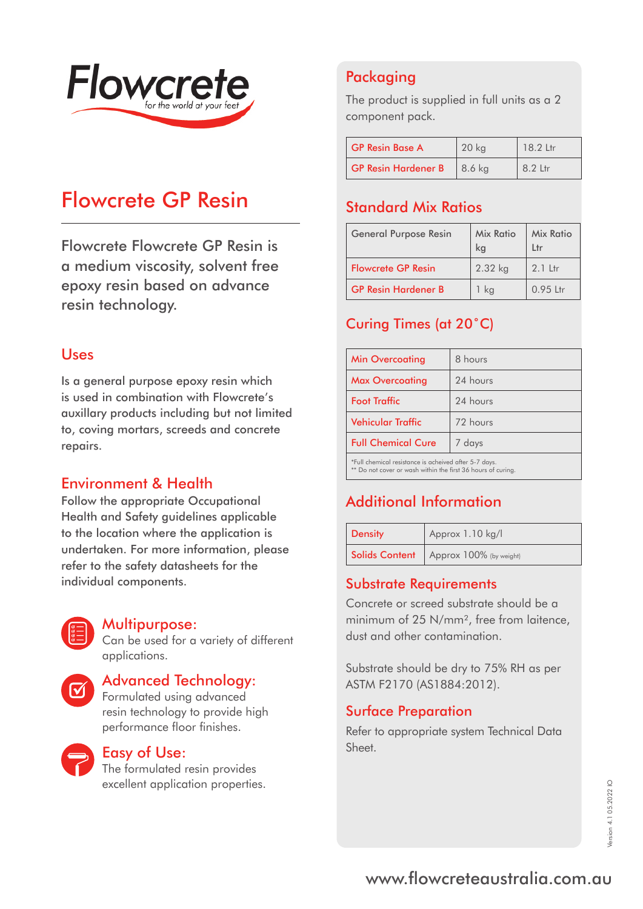Flowcrete
for the world at your feet

# Flowcrete GP Resin

Flowcrete Flowcrete GP Resin is a medium viscosity, solvent free epoxy resin based on advance resin technology.

## Uses

Is a general purpose epoxy resin which is used in combination with Flowcrete's auxillary products including but not limited to, coving mortars, screeds and concrete repairs.

## Environment & Health

Follow the appropriate Occupational Health and Safety guidelines applicable to the location where the application is undertaken. For more information, please refer to the safety datasheets for the individual components.

### Multipurpose:

Can be used for a variety of different applications.

### Advanced Technology:

Formulated using advanced resin technology to provide high performance floor finishes.

### Easy of Use:

The formulated resin provides excellent application properties.

## Packaging

The product is supplied in full units as a 2 component pack.

| | | |
|---|---|---|
| GP Resin Base A | 20 kg | 18.2 Ltr |
| GP Resin Hardener B | 8.6 kg | 8.2 Ltr |

## Standard Mix Ratios

| General Purpose Resin | Mix Ratio kg | Mix Ratio Ltr |
|---|---|---|
| Flowcrete GP Resin | 2.32 kg | 2.1 Ltr |
| GP Resin Hardener B | 1 kg | 0.95 Ltr |

## Curing Times (at 20˚C)

| | |
|---|---|
| Min Overcoating | 8 hours |
| Max Overcoating | 24 hours |
| Foot Traffic | 24 hours |
| Vehicular Traffic | 72 hours |
| Full Chemical Cure | 7 days |

*Full chemical resistance is acheived after 5-7 days.
** Do not cover or wash within the first 36 hours of curing.

## Additional Information

| | |
|---|---|
| Density | Approx 1.10 kg/l |
| Solids Content | Approx 100% (by weight) |

## Substrate Requirements

Concrete or screed substrate should be a minimum of 25 N/mm², free from laitence, dust and other contamination.

Substrate should be dry to 75% RH as per ASTM F2170 (AS1884:2012).

## Surface Preparation

Refer to appropriate system Technical Data Sheet.

Version 4.1 05.2022 IO

www.flowcreteaustralia.com.au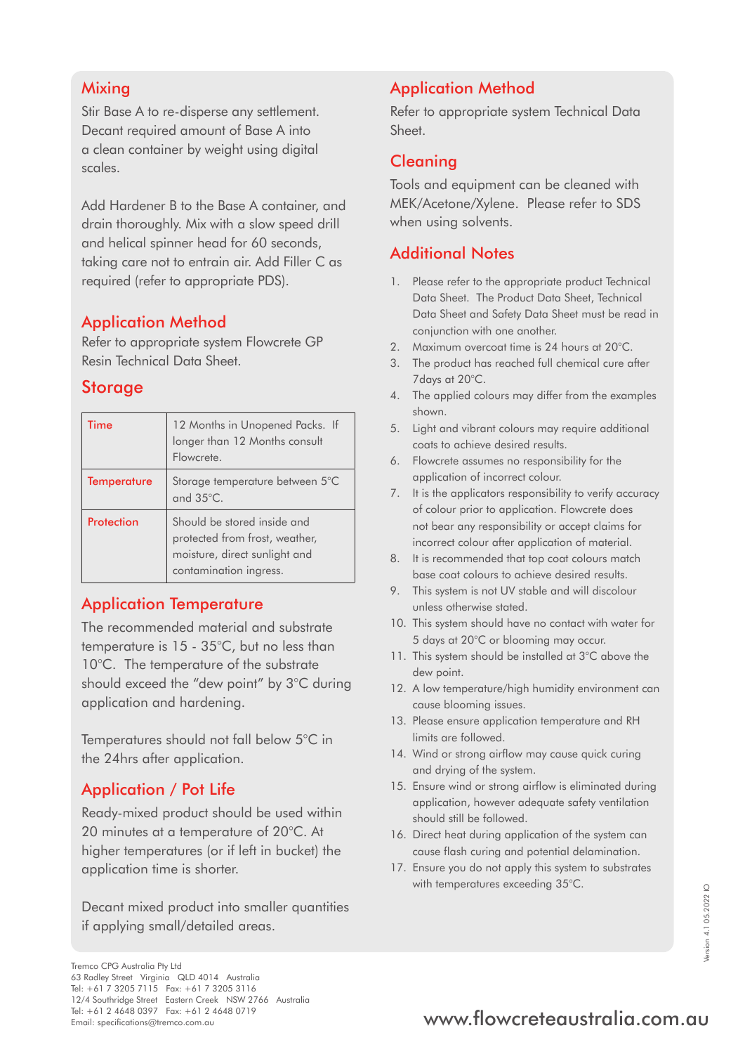## Mixing

Stir Base A to re-disperse any settlement. Decant required amount of Base A into a clean container by weight using digital scales.

Add Hardener B to the Base A container, and drain thoroughly. Mix with a slow speed drill and helical spinner head for 60 seconds, taking care not to entrain air. Add Filler C as required (refer to appropriate PDS).

## Application Method

Refer to appropriate system Flowcrete GP Resin Technical Data Sheet.

## Storage

| | |
|---|---|
| Time | 12 Months in Unopened Packs. If longer than 12 Months consult Flowcrete. |
| Temperature | Storage temperature between 5°C and 35°C. |
| Protection | Should be stored inside and protected from frost, weather, moisture, direct sunlight and contamination ingress. |

## Application Temperature

The recommended material and substrate temperature is 15 - 35°C, but no less than 10°C. The temperature of the substrate should exceed the "dew point" by 3°C during application and hardening.

Temperatures should not fall below 5°C in the 24hrs after application.

## Application / Pot Life

Ready-mixed product should be used within 20 minutes at a temperature of 20°C. At higher temperatures (or if left in bucket) the application time is shorter.

Decant mixed product into smaller quantities if applying small/detailed areas.

## Application Method

Refer to appropriate system Technical Data Sheet.

## Cleaning

Tools and equipment can be cleaned with MEK/Acetone/Xylene. Please refer to SDS when using solvents.

## Additional Notes

1. Please refer to the appropriate product Technical Data Sheet. The Product Data Sheet, Technical Data Sheet and Safety Data Sheet must be read in conjunction with one another.
2. Maximum overcoat time is 24 hours at 20°C.
3. The product has reached full chemical cure after 7days at 20°C.
4. The applied colours may differ from the examples shown.
5. Light and vibrant colours may require additional coats to achieve desired results.
6. Flowcrete assumes no responsibility for the application of incorrect colour.
7. It is the applicators responsibility to verify accuracy of colour prior to application. Flowcrete does not bear any responsibility or accept claims for incorrect colour after application of material.
8. It is recommended that top coat colours match base coat colours to achieve desired results.
9. This system is not UV stable and will discolour unless otherwise stated.
10. This system should have no contact with water for 5 days at 20°C or blooming may occur.
11. This system should be installed at 3°C above the dew point.
12. A low temperature/high humidity environment can cause blooming issues.
13. Please ensure application temperature and RH limits are followed.
14. Wind or strong airflow may cause quick curing and drying of the system.
15. Ensure wind or strong airflow is eliminated during application, however adequate safety ventilation should still be followed.
16. Direct heat during application of the system can cause flash curing and potential delamination.
17. Ensure you do not apply this system to substrates with temperatures exceeding 35°C.

Tremco CPG Australia Pty Ltd
63 Radley Street Virginia QLD 4014 Australia
Tel: +61 7 3205 7115 Fax: +61 7 3205 3116
12/4 Southridge Street Eastern Creek NSW 2766 Australia
Tel: +61 2 4648 0397 Fax: +61 2 4648 0719
Email: specifications@tremco.com.au

www.flowcreteaustralia.com.au

Version 4.1 05.2022 IO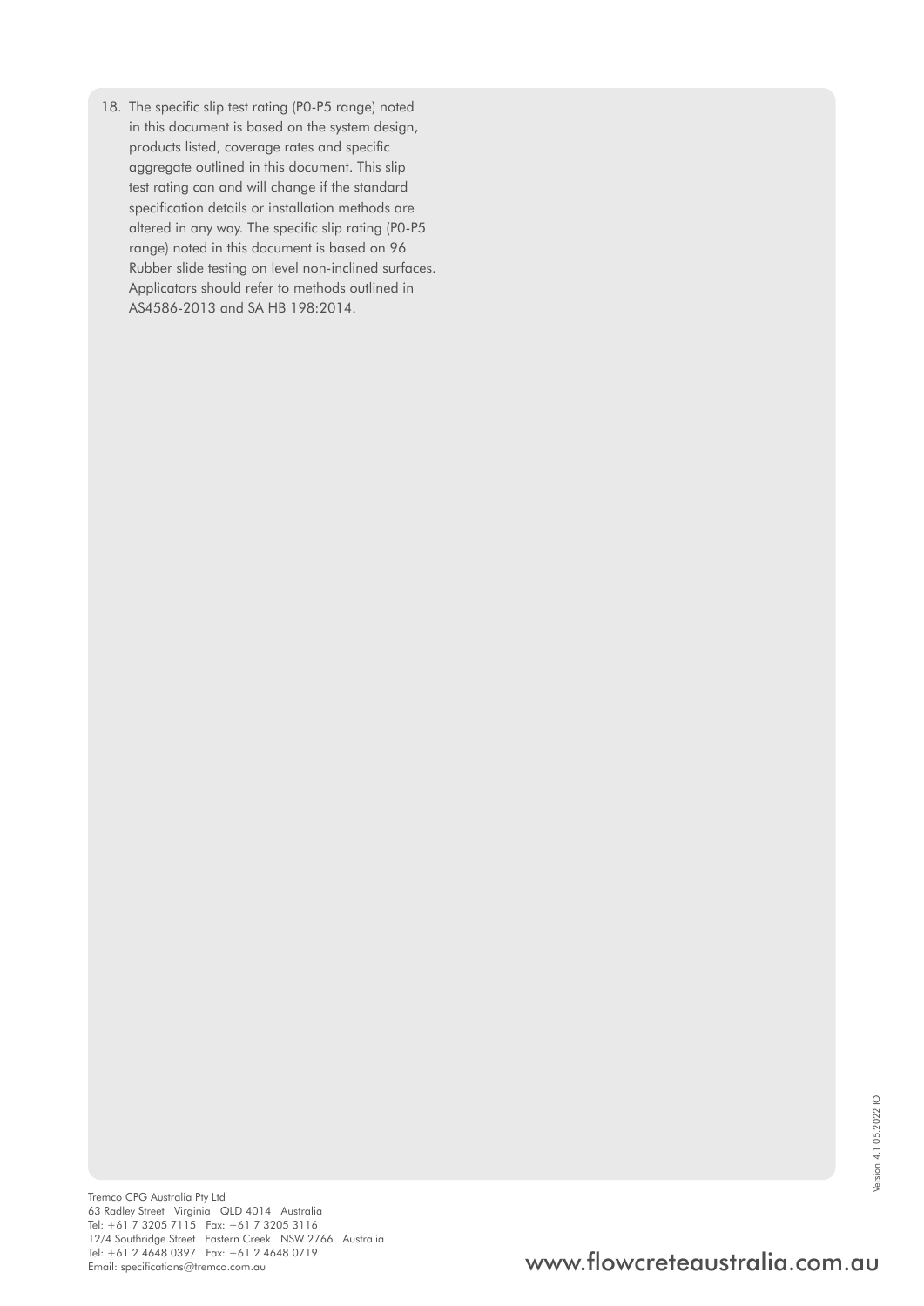18. The specific slip test rating (P0-P5 range) noted in this document is based on the system design, products listed, coverage rates and specific aggregate outlined in this document. This slip test rating can and will change if the standard specification details or installation methods are altered in any way. The specific slip rating (P0-P5 range) noted in this document is based on 96 Rubber slide testing on level non-inclined surfaces. Applicators should refer to methods outlined in AS4586-2013 and SA HB 198:2014.

Tremco CPG Australia Pty Ltd
63 Radley Street Virginia QLD 4014 Australia
Tel: +61 7 3205 7115 Fax: +61 7 3205 3116
12/4 Southridge Street Eastern Creek NSW 2766 Australia
Tel: +61 2 4648 0397 Fax: +61 2 4648 0719
Email: specifications@tremco.com.au

www.flowcreteaustralia.com.au

Version 4.1 05.2022 IO